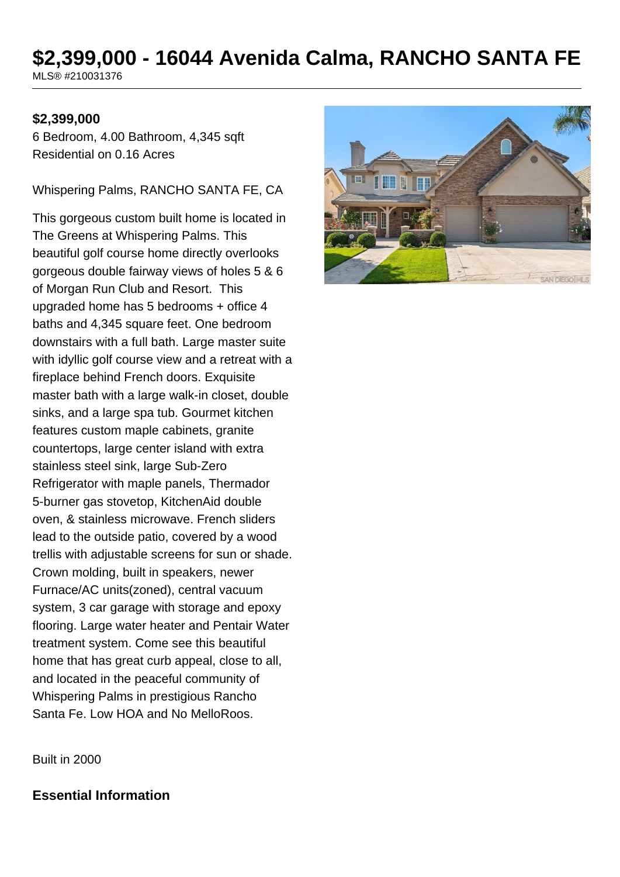# $2,399,000 - 16044 Avenida Calma, RANCHO SANTA FE

MLS® #210031376

**$2,399,000**

6 Bedroom, 4.00 Bathroom, 4,345 sqft
Residential on 0.16 Acres

Whispering Palms, RANCHO SANTA FE, CA

This gorgeous custom built home is located in The Greens at Whispering Palms. This beautiful golf course home directly overlooks gorgeous double fairway views of holes 5 & 6 of Morgan Run Club and Resort. This upgraded home has 5 bedrooms + office 4 baths and 4,345 square feet. One bedroom downstairs with a full bath. Large master suite with idyllic golf course view and a retreat with a fireplace behind French doors. Exquisite master bath with a large walk-in closet, double sinks, and a large spa tub. Gourmet kitchen features custom maple cabinets, granite countertops, large center island with extra stainless steel sink, large Sub-Zero Refrigerator with maple panels, Thermador 5-burner gas stovetop, KitchenAid double oven, & stainless microwave. French sliders lead to the outside patio, covered by a wood trellis with adjustable screens for sun or shade. Crown molding, built in speakers, newer Furnace/AC units(zoned), central vacuum system, 3 car garage with storage and epoxy flooring. Large water heater and Pentair Water treatment system. Come see this beautiful home that has great curb appeal, close to all, and located in the peaceful community of Whispering Palms in prestigious Rancho Santa Fe. Low HOA and No MelloRoos.

Built in 2000

## Essential Information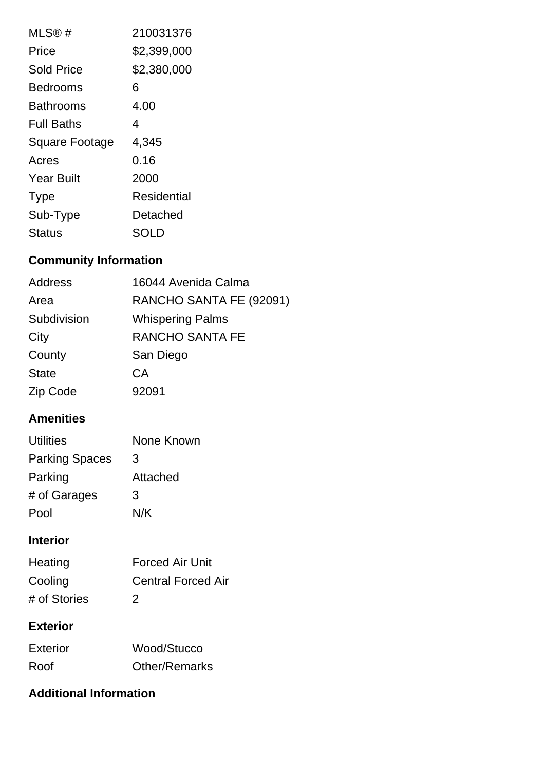| | |
|---|---|
| MLS® # | 210031376 |
| Price | $2,399,000 |
| Sold Price | $2,380,000 |
| Bedrooms | 6 |
| Bathrooms | 4.00 |
| Full Baths | 4 |
| Square Footage | 4,345 |
| Acres | 0.16 |
| Year Built | 2000 |
| Type | Residential |
| Sub-Type | Detached |
| Status | SOLD |

## Community Information

| | |
|---|---|
| Address | 16044 Avenida Calma |
| Area | RANCHO SANTA FE (92091) |
| Subdivision | Whispering Palms |
| City | RANCHO SANTA FE |
| County | San Diego |
| State | CA |
| Zip Code | 92091 |

## Amenities

| | |
|---|---|
| Utilities | None Known |
| Parking Spaces | 3 |
| Parking | Attached |
| # of Garages | 3 |
| Pool | N/K |

## Interior

| | |
|---|---|
| Heating | Forced Air Unit |
| Cooling | Central Forced Air |
| # of Stories | 2 |

## Exterior

| | |
|---|---|
| Exterior | Wood/Stucco |
| Roof | Other/Remarks |

## Additional Information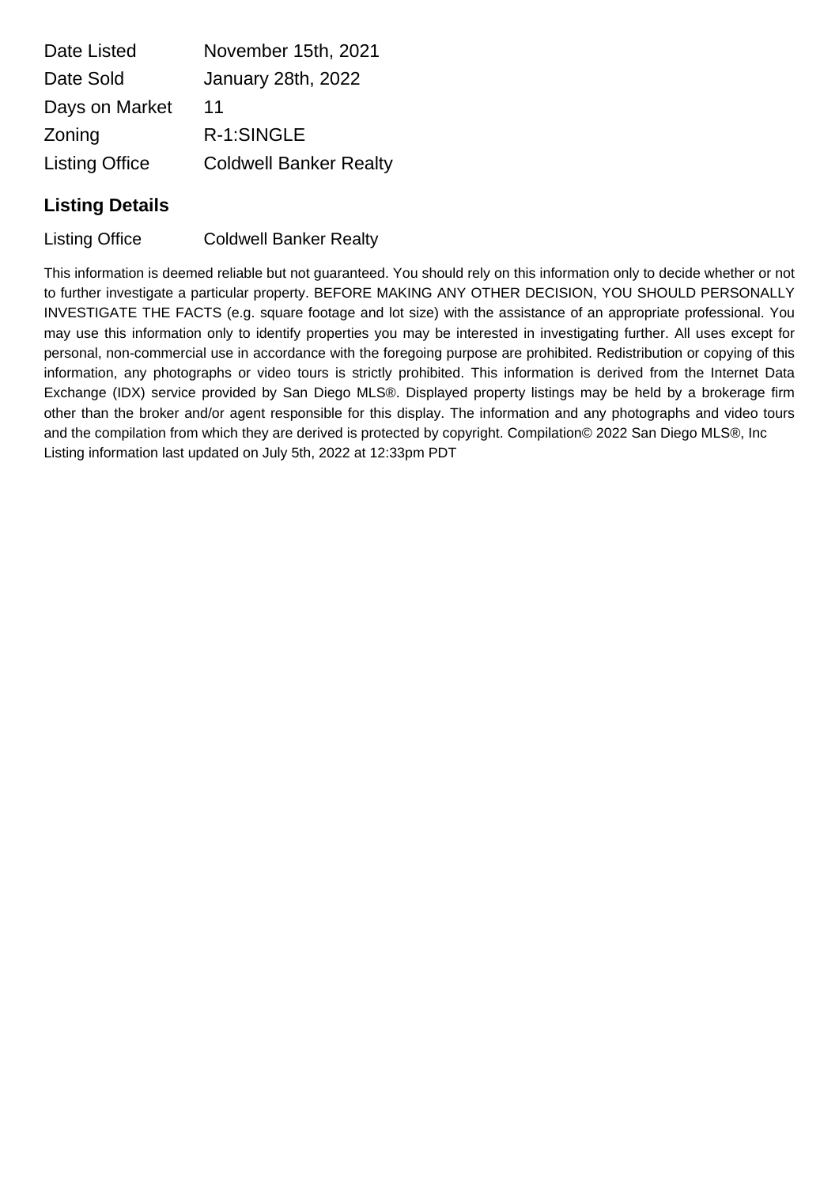| | |
|---|---|
| Date Listed | November 15th, 2021 |
| Date Sold | January 28th, 2022 |
| Days on Market | 11 |
| Zoning | R-1:SINGLE |
| Listing Office | Coldwell Banker Realty |

### Listing Details

| | |
|---|---|
| Listing Office | Coldwell Banker Realty |

This information is deemed reliable but not guaranteed. You should rely on this information only to decide whether or not to further investigate a particular property. BEFORE MAKING ANY OTHER DECISION, YOU SHOULD PERSONALLY INVESTIGATE THE FACTS (e.g. square footage and lot size) with the assistance of an appropriate professional. You may use this information only to identify properties you may be interested in investigating further. All uses except for personal, non-commercial use in accordance with the foregoing purpose are prohibited. Redistribution or copying of this information, any photographs or video tours is strictly prohibited. This information is derived from the Internet Data Exchange (IDX) service provided by San Diego MLS®. Displayed property listings may be held by a brokerage firm other than the broker and/or agent responsible for this display. The information and any photographs and video tours and the compilation from which they are derived is protected by copyright. Compilation© 2022 San Diego MLS®, Inc
Listing information last updated on July 5th, 2022 at 12:33pm PDT